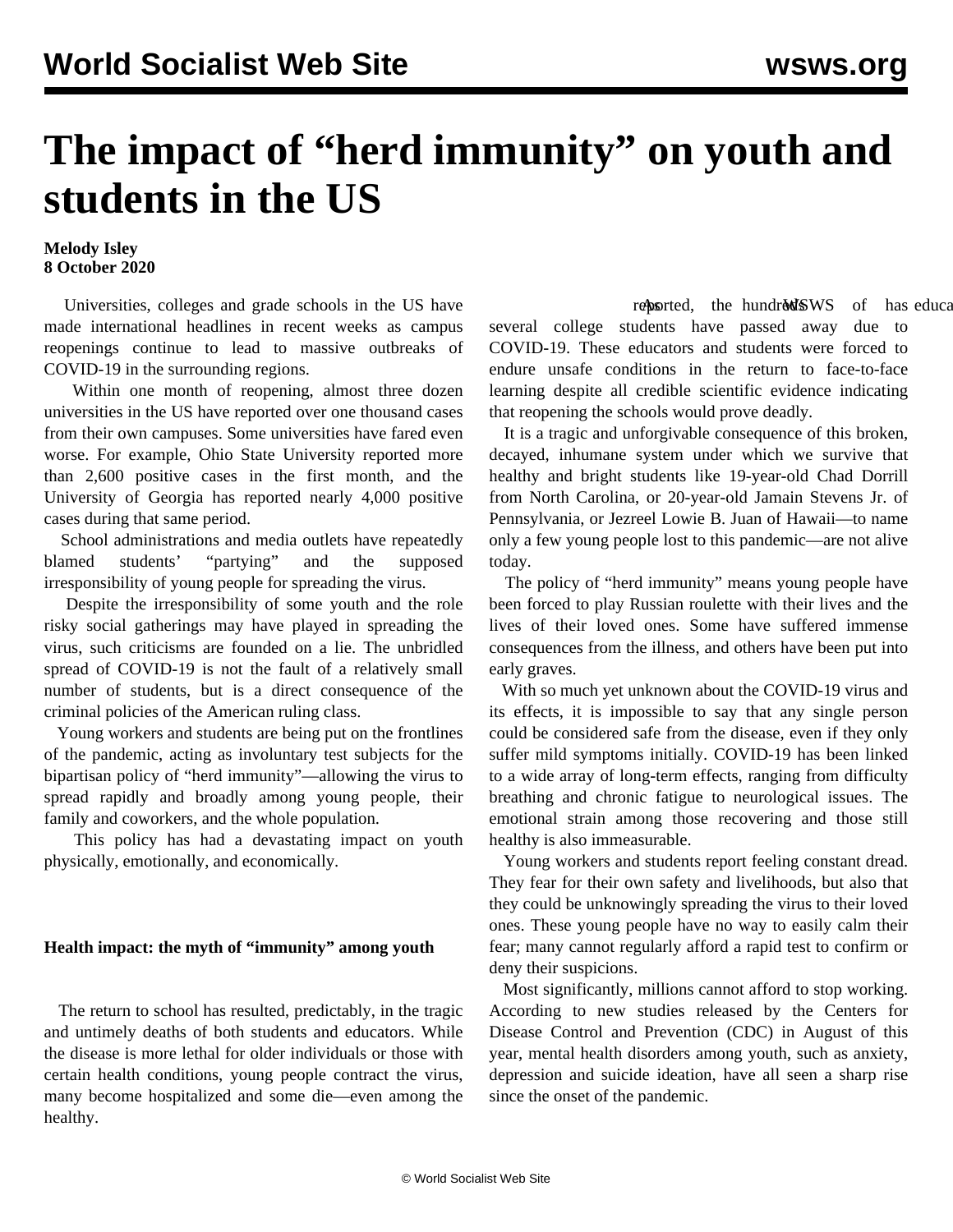# The impact of “herd immunity” on youth and students in the US

**Melody Isley**
**8 October 2020**

Universities, colleges and grade schools in the US have made international headlines in recent weeks as campus reopenings continue to lead to massive outbreaks of COVID-19 in the surrounding regions.

Within one month of reopening, almost three dozen universities in the US have reported over one thousand cases from their own campuses. Some universities have fared even worse. For example, Ohio State University reported more than 2,600 positive cases in the first month, and the University of Georgia has reported nearly 4,000 positive cases during that same period.

School administrations and media outlets have repeatedly blamed students’ “partying” and the supposed irresponsibility of young people for spreading the virus.

Despite the irresponsibility of some youth and the role risky social gatherings may have played in spreading the virus, such criticisms are founded on a lie. The unbridled spread of COVID-19 is not the fault of a relatively small number of students, but is a direct consequence of the criminal policies of the American ruling class.

Young workers and students are being put on the frontlines of the pandemic, acting as involuntary test subjects for the bipartisan policy of “herd immunity”—allowing the virus to spread rapidly and broadly among young people, their family and coworkers, and the whole population.

This policy has had a devastating impact on youth physically, emotionally, and economically.

### Health impact: the myth of “immunity” among youth

The return to school has resulted, predictably, in the tragic and untimely deaths of both students and educators. While the disease is more lethal for older individuals or those with certain health conditions, young people contract the virus, many become hospitalized and some die—even among the healthy.

As the WSWS has reported, hundreds of educators and several college students have passed away due to COVID-19. These educators and students were forced to endure unsafe conditions in the return to face-to-face learning despite all credible scientific evidence indicating that reopening the schools would prove deadly.

It is a tragic and unforgivable consequence of this broken, decayed, inhumane system under which we survive that healthy and bright students like 19-year-old Chad Dorrill from North Carolina, or 20-year-old Jamain Stevens Jr. of Pennsylvania, or Jezreel Lowie B. Juan of Hawaii—to name only a few young people lost to this pandemic—are not alive today.

The policy of “herd immunity” means young people have been forced to play Russian roulette with their lives and the lives of their loved ones. Some have suffered immense consequences from the illness, and others have been put into early graves.

With so much yet unknown about the COVID-19 virus and its effects, it is impossible to say that any single person could be considered safe from the disease, even if they only suffer mild symptoms initially. COVID-19 has been linked to a wide array of long-term effects, ranging from difficulty breathing and chronic fatigue to neurological issues. The emotional strain among those recovering and those still healthy is also immeasurable.

Young workers and students report feeling constant dread. They fear for their own safety and livelihoods, but also that they could be unknowingly spreading the virus to their loved ones. These young people have no way to easily calm their fear; many cannot regularly afford a rapid test to confirm or deny their suspicions.

Most significantly, millions cannot afford to stop working. According to new studies released by the Centers for Disease Control and Prevention (CDC) in August of this year, mental health disorders among youth, such as anxiety, depression and suicide ideation, have all seen a sharp rise since the onset of the pandemic.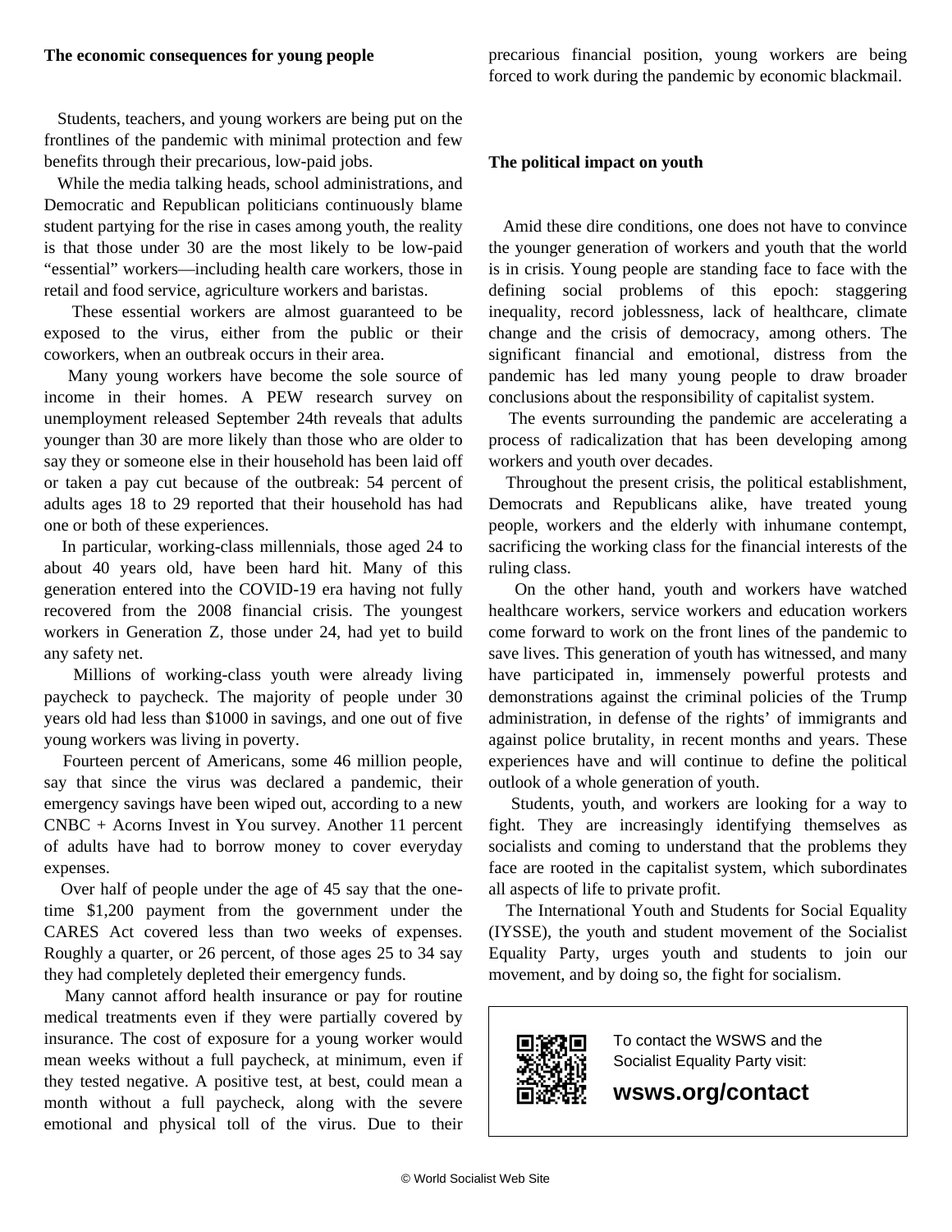**The economic consequences for young people**

Students, teachers, and young workers are being put on the frontlines of the pandemic with minimal protection and few benefits through their precarious, low-paid jobs.

While the media talking heads, school administrations, and Democratic and Republican politicians continuously blame student partying for the rise in cases among youth, the reality is that those under 30 are the most likely to be low-paid "essential" workers—including health care workers, those in retail and food service, agriculture workers and baristas.

These essential workers are almost guaranteed to be exposed to the virus, either from the public or their coworkers, when an outbreak occurs in their area.

Many young workers have become the sole source of income in their homes. A PEW research survey on unemployment released September 24th reveals that adults younger than 30 are more likely than those who are older to say they or someone else in their household has been laid off or taken a pay cut because of the outbreak: 54 percent of adults ages 18 to 29 reported that their household has had one or both of these experiences.

In particular, working-class millennials, those aged 24 to about 40 years old, have been hard hit. Many of this generation entered into the COVID-19 era having not fully recovered from the 2008 financial crisis. The youngest workers in Generation Z, those under 24, had yet to build any safety net.

Millions of working-class youth were already living paycheck to paycheck. The majority of people under 30 years old had less than $1000 in savings, and one out of five young workers was living in poverty.

Fourteen percent of Americans, some 46 million people, say that since the virus was declared a pandemic, their emergency savings have been wiped out, according to a new CNBC + Acorns Invest in You survey. Another 11 percent of adults have had to borrow money to cover everyday expenses.

Over half of people under the age of 45 say that the one-time $1,200 payment from the government under the CARES Act covered less than two weeks of expenses. Roughly a quarter, or 26 percent, of those ages 25 to 34 say they had completely depleted their emergency funds.

Many cannot afford health insurance or pay for routine medical treatments even if they were partially covered by insurance. The cost of exposure for a young worker would mean weeks without a full paycheck, at minimum, even if they tested negative. A positive test, at best, could mean a month without a full paycheck, along with the severe emotional and physical toll of the virus. Due to their precarious financial position, young workers are being forced to work during the pandemic by economic blackmail.

**The political impact on youth**

Amid these dire conditions, one does not have to convince the younger generation of workers and youth that the world is in crisis. Young people are standing face to face with the defining social problems of this epoch: staggering inequality, record joblessness, lack of healthcare, climate change and the crisis of democracy, among others. The significant financial and emotional, distress from the pandemic has led many young people to draw broader conclusions about the responsibility of capitalist system.

The events surrounding the pandemic are accelerating a process of radicalization that has been developing among workers and youth over decades.

Throughout the present crisis, the political establishment, Democrats and Republicans alike, have treated young people, workers and the elderly with inhumane contempt, sacrificing the working class for the financial interests of the ruling class.

On the other hand, youth and workers have watched healthcare workers, service workers and education workers come forward to work on the front lines of the pandemic to save lives. This generation of youth has witnessed, and many have participated in, immensely powerful protests and demonstrations against the criminal policies of the Trump administration, in defense of the rights' of immigrants and against police brutality, in recent months and years. These experiences have and will continue to define the political outlook of a whole generation of youth.

Students, youth, and workers are looking for a way to fight. They are increasingly identifying themselves as socialists and coming to understand that the problems they face are rooted in the capitalist system, which subordinates all aspects of life to private profit.

The International Youth and Students for Social Equality (IYSSE), the youth and student movement of the Socialist Equality Party, urges youth and students to join our movement, and by doing so, the fight for socialism.

To contact the WSWS and the Socialist Equality Party visit:

**wsws.org/contact**